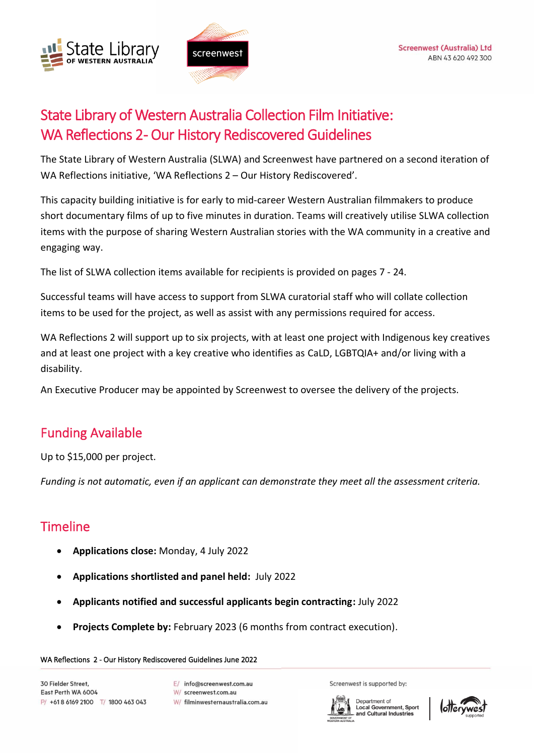# State Library of Western Australia Collection Film Initiative: WA Reflections 2- Our History Rediscovered Guidelines

The State Library of Western Australia (SLWA) and Screenwest have partnered on a second iteration of WA Reflections initiative, 'WA Reflections 2 – Our History Rediscovered'.

This capacity building initiative is for early to mid-career Western Australian filmmakers to produce short documentary films of up to five minutes in duration. Teams will creatively utilise SLWA collection items with the purpose of sharing Western Australian stories with the WA community in a creative and engaging way.

The list of SLWA collection items available for recipients is provided on pages 7 - 24.

Successful teams will have access to support from SLWA curatorial staff who will collate collection items to be used for the project, as well as assist with any permissions required for access.

WA Reflections 2 will support up to six projects, with at least one project with Indigenous key creatives and at least one project with a key creative who identifies as CaLD, LGBTQIA+ and/or living with a disability.

An Executive Producer may be appointed by Screenwest to oversee the delivery of the projects.

## Funding Available

Up to $15,000 per project.

*Funding is not automatic, even if an applicant can demonstrate they meet all the assessment criteria.*

## Timeline

- **Applications close:** Monday, 4 July 2022
- **Applications shortlisted and panel held:** July 2022
- **Applicants notified and successful applicants begin contracting:** July 2022
- **Projects Complete by:** February 2023 (6 months from contract execution).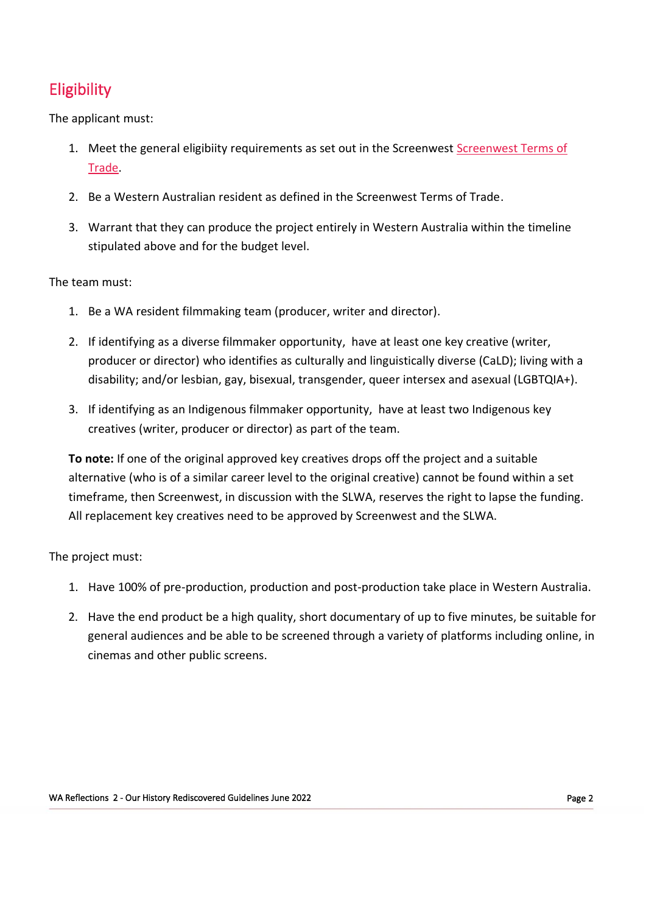## Eligibility

The applicant must:

1. Meet the general eligibiity requirements as set out in the Screenwest [Screenwest Terms of Trade](#).
2. Be a Western Australian resident as defined in the Screenwest Terms of Trade.
3. Warrant that they can produce the project entirely in Western Australia within the timeline stipulated above and for the budget level.

The team must:

1. Be a WA resident filmmaking team (producer, writer and director).
2. If identifying as a diverse filmmaker opportunity, have at least one key creative (writer, producer or director) who identifies as culturally and linguistically diverse (CaLD); living with a disability; and/or lesbian, gay, bisexual, transgender, queer intersex and asexual (LGBTQIA+).
3. If identifying as an Indigenous filmmaker opportunity, have at least two Indigenous key creatives (writer, producer or director) as part of the team.

**To note:** If one of the original approved key creatives drops off the project and a suitable alternative (who is of a similar career level to the original creative) cannot be found within a set timeframe, then Screenwest, in discussion with the SLWA, reserves the right to lapse the funding. All replacement key creatives need to be approved by Screenwest and the SLWA.

The project must:

1. Have 100% of pre-production, production and post-production take place in Western Australia.
2. Have the end product be a high quality, short documentary of up to five minutes, be suitable for general audiences and be able to be screened through a variety of platforms including online, in cinemas and other public screens.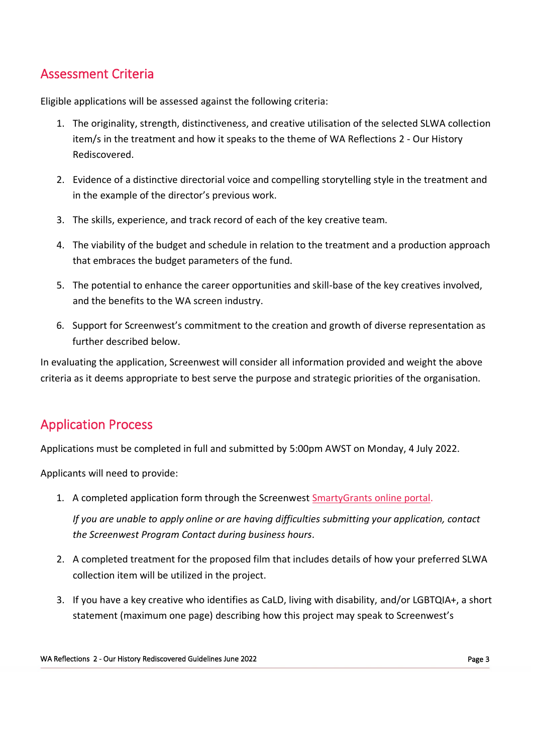## Assessment Criteria

Eligible applications will be assessed against the following criteria:

1. The originality, strength, distinctiveness, and creative utilisation of the selected SLWA collection item/s in the treatment and how it speaks to the theme of WA Reflections 2 - Our History Rediscovered.

2. Evidence of a distinctive directorial voice and compelling storytelling style in the treatment and in the example of the director's previous work.

3. The skills, experience, and track record of each of the key creative team.

4. The viability of the budget and schedule in relation to the treatment and a production approach that embraces the budget parameters of the fund.

5. The potential to enhance the career opportunities and skill-base of the key creatives involved, and the benefits to the WA screen industry.

6. Support for Screenwest's commitment to the creation and growth of diverse representation as further described below.

In evaluating the application, Screenwest will consider all information provided and weight the above criteria as it deems appropriate to best serve the purpose and strategic priorities of the organisation.

## Application Process

Applications must be completed in full and submitted by 5:00pm AWST on Monday, 4 July 2022.

Applicants will need to provide:

1. A completed application form through the Screenwest SmartyGrants online portal.

   *If you are unable to apply online or are having difficulties submitting your application, contact the Screenwest Program Contact during business hours.*

2. A completed treatment for the proposed film that includes details of how your preferred SLWA collection item will be utilized in the project.

3. If you have a key creative who identifies as CaLD, living with disability, and/or LGBTQIA+, a short statement (maximum one page) describing how this project may speak to Screenwest's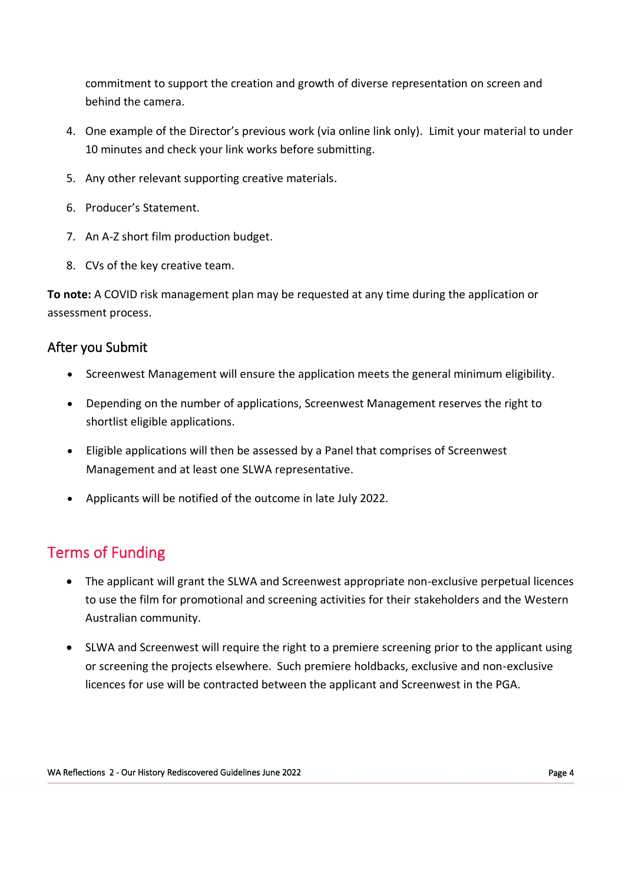commitment to support the creation and growth of diverse representation on screen and behind the camera.

4. One example of the Director's previous work (via online link only). Limit your material to under 10 minutes and check your link works before submitting.
5. Any other relevant supporting creative materials.
6. Producer's Statement.
7. An A-Z short film production budget.
8. CVs of the key creative team.

**To note:** A COVID risk management plan may be requested at any time during the application or assessment process.

### After you Submit

- Screenwest Management will ensure the application meets the general minimum eligibility.
- Depending on the number of applications, Screenwest Management reserves the right to shortlist eligible applications.
- Eligible applications will then be assessed by a Panel that comprises of Screenwest Management and at least one SLWA representative.
- Applicants will be notified of the outcome in late July 2022.

## Terms of Funding

- The applicant will grant the SLWA and Screenwest appropriate non-exclusive perpetual licences to use the film for promotional and screening activities for their stakeholders and the Western Australian community.
- SLWA and Screenwest will require the right to a premiere screening prior to the applicant using or screening the projects elsewhere. Such premiere holdbacks, exclusive and non-exclusive licences for use will be contracted between the applicant and Screenwest in the PGA.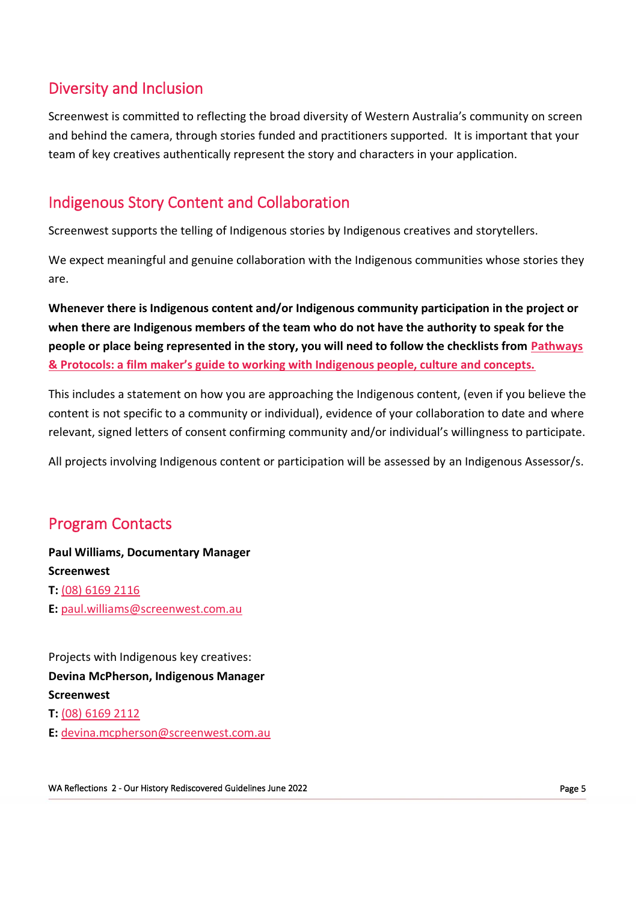## Diversity and Inclusion

Screenwest is committed to reflecting the broad diversity of Western Australia's community on screen and behind the camera, through stories funded and practitioners supported. It is important that your team of key creatives authentically represent the story and characters in your application.

## Indigenous Story Content and Collaboration

Screenwest supports the telling of Indigenous stories by Indigenous creatives and storytellers.

We expect meaningful and genuine collaboration with the Indigenous communities whose stories they are.

**Whenever there is Indigenous content and/or Indigenous community participation in the project or when there are Indigenous members of the team who do not have the authority to speak for the people or place being represented in the story, you will need to follow the checklists from Pathways & Protocols: a film maker's guide to working with Indigenous people, culture and concepts.**

This includes a statement on how you are approaching the Indigenous content, (even if you believe the content is not specific to a community or individual), evidence of your collaboration to date and where relevant, signed letters of consent confirming community and/or individual's willingness to participate.

All projects involving Indigenous content or participation will be assessed by an Indigenous Assessor/s.

## Program Contacts

**Paul Williams, Documentary Manager**
**Screenwest**
**T:** (08) 6169 2116
**E:** paul.williams@screenwest.com.au

Projects with Indigenous key creatives:
**Devina McPherson, Indigenous Manager**
**Screenwest**
**T:** (08) 6169 2112
**E:** devina.mcpherson@screenwest.com.au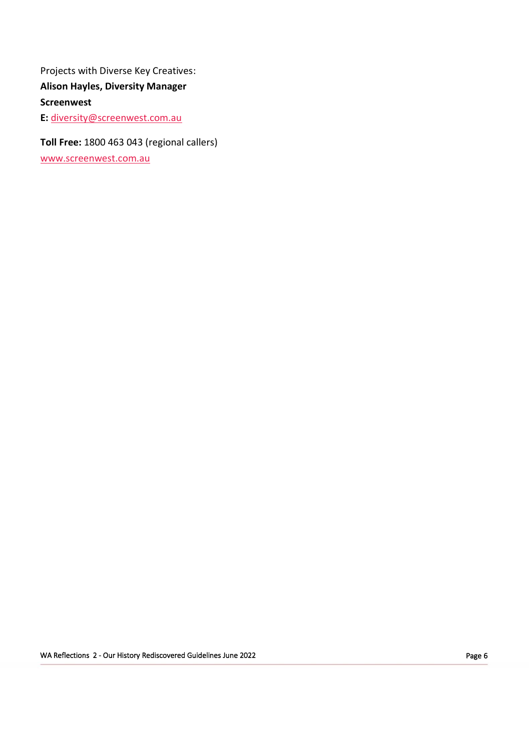Projects with Diverse Key Creatives:

**Alison Hayles, Diversity Manager**

**Screenwest**

**E:** diversity@screenwest.com.au

**Toll Free:** 1800 463 043 (regional callers)

www.screenwest.com.au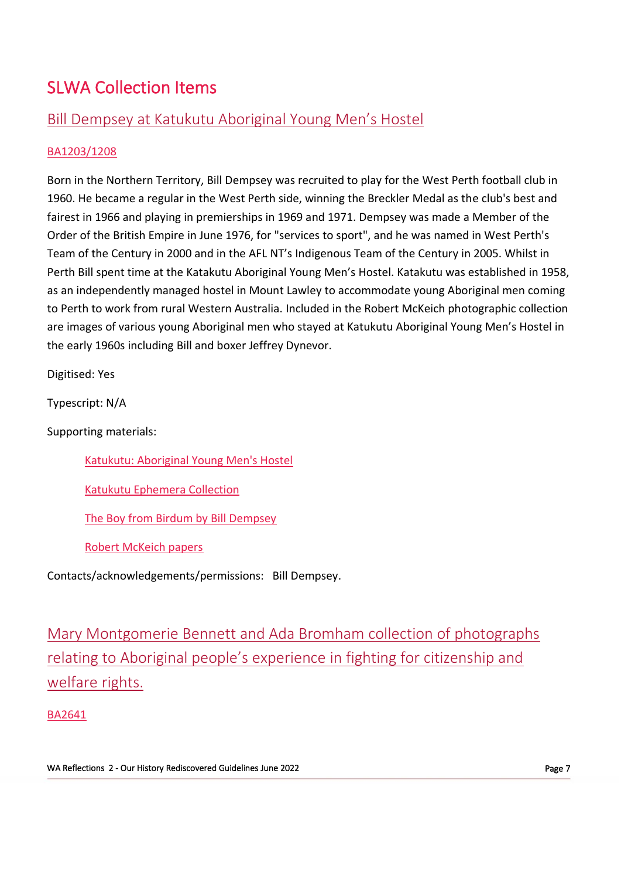# SLWA Collection Items

## Bill Dempsey at Katukutu Aboriginal Young Men's Hostel

BA1203/1208

Born in the Northern Territory, Bill Dempsey was recruited to play for the West Perth football club in 1960. He became a regular in the West Perth side, winning the Breckler Medal as the club's best and fairest in 1966 and playing in premierships in 1969 and 1971. Dempsey was made a Member of the Order of the British Empire in June 1976, for "services to sport", and he was named in West Perth's Team of the Century in 2000 and in the AFL NT's Indigenous Team of the Century in 2005. Whilst in Perth Bill spent time at the Katakutu Aboriginal Young Men's Hostel. Katakutu was established in 1958, as an independently managed hostel in Mount Lawley to accommodate young Aboriginal men coming to Perth to work from rural Western Australia. Included in the Robert McKeich photographic collection are images of various young Aboriginal men who stayed at Katukutu Aboriginal Young Men's Hostel in the early 1960s including Bill and boxer Jeffrey Dynevor.

Digitised: Yes

Typescript: N/A

Supporting materials:

- Katukutu: Aboriginal Young Men's Hostel
- Katukutu Ephemera Collection
- The Boy from Birdum by Bill Dempsey
- Robert McKeich papers

Contacts/acknowledgements/permissions: Bill Dempsey.

## Mary Montgomerie Bennett and Ada Bromham collection of photographs relating to Aboriginal people's experience in fighting for citizenship and welfare rights.

BA2641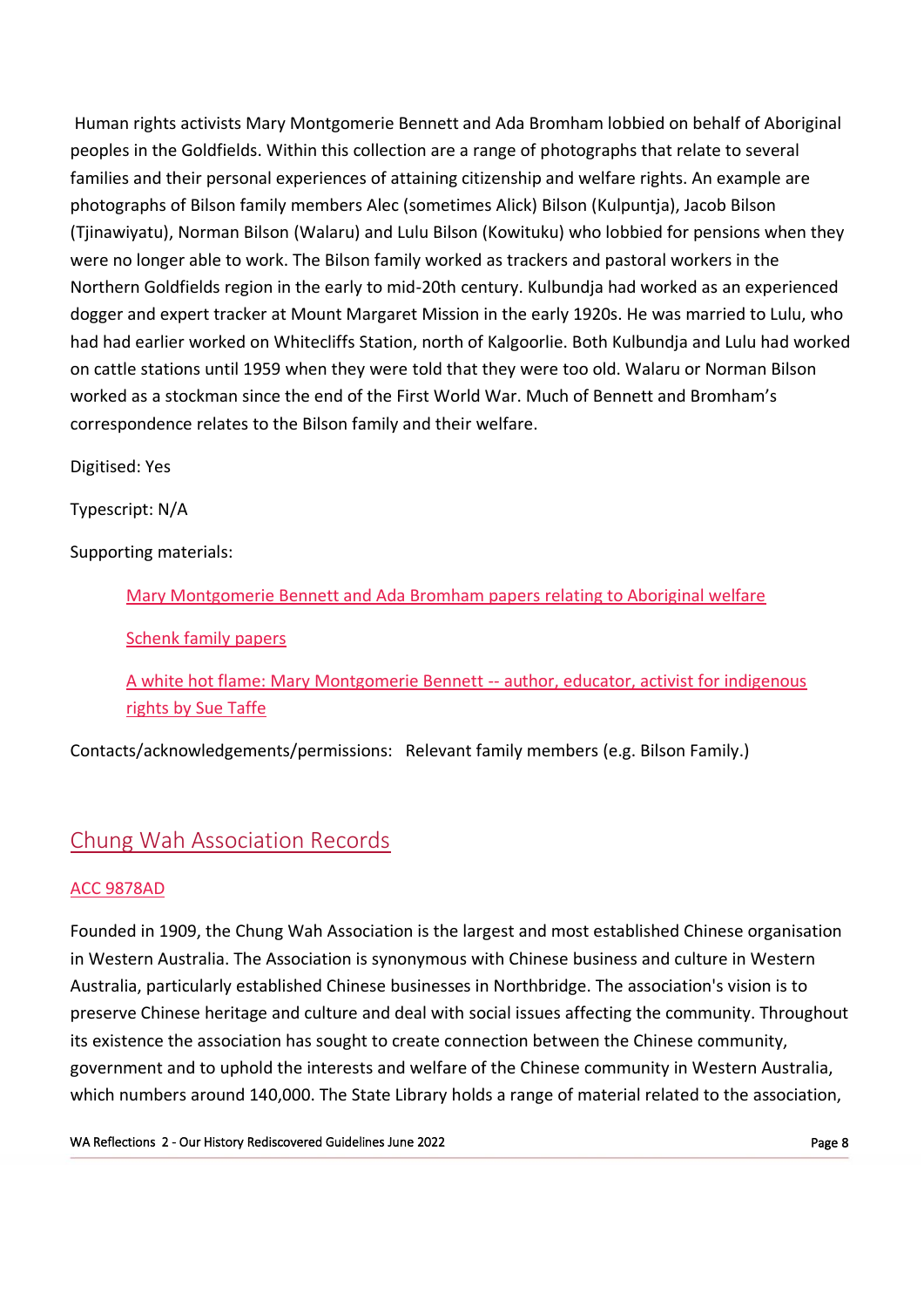Human rights activists Mary Montgomerie Bennett and Ada Bromham lobbied on behalf of Aboriginal peoples in the Goldfields. Within this collection are a range of photographs that relate to several families and their personal experiences of attaining citizenship and welfare rights. An example are photographs of Bilson family members Alec (sometimes Alick) Bilson (Kulpuntja), Jacob Bilson (Tjinawiyatu), Norman Bilson (Walaru) and Lulu Bilson (Kowituku) who lobbied for pensions when they were no longer able to work. The Bilson family worked as trackers and pastoral workers in the Northern Goldfields region in the early to mid-20th century. Kulbundja had worked as an experienced dogger and expert tracker at Mount Margaret Mission in the early 1920s. He was married to Lulu, who had had earlier worked on Whitecliffs Station, north of Kalgoorlie. Both Kulbundja and Lulu had worked on cattle stations until 1959 when they were told that they were too old. Walaru or Norman Bilson worked as a stockman since the end of the First World War. Much of Bennett and Bromham's correspondence relates to the Bilson family and their welfare.

Digitised: Yes

Typescript: N/A

Supporting materials:

- Mary Montgomerie Bennett and Ada Bromham papers relating to Aboriginal welfare
- Schenk family papers
- A white hot flame: Mary Montgomerie Bennett -- author, educator, activist for indigenous rights by Sue Taffe

Contacts/acknowledgements/permissions: Relevant family members (e.g. Bilson Family.)

## Chung Wah Association Records

ACC 9878AD

Founded in 1909, the Chung Wah Association is the largest and most established Chinese organisation in Western Australia. The Association is synonymous with Chinese business and culture in Western Australia, particularly established Chinese businesses in Northbridge. The association's vision is to preserve Chinese heritage and culture and deal with social issues affecting the community. Throughout its existence the association has sought to create connection between the Chinese community, government and to uphold the interests and welfare of the Chinese community in Western Australia, which numbers around 140,000. The State Library holds a range of material related to the association,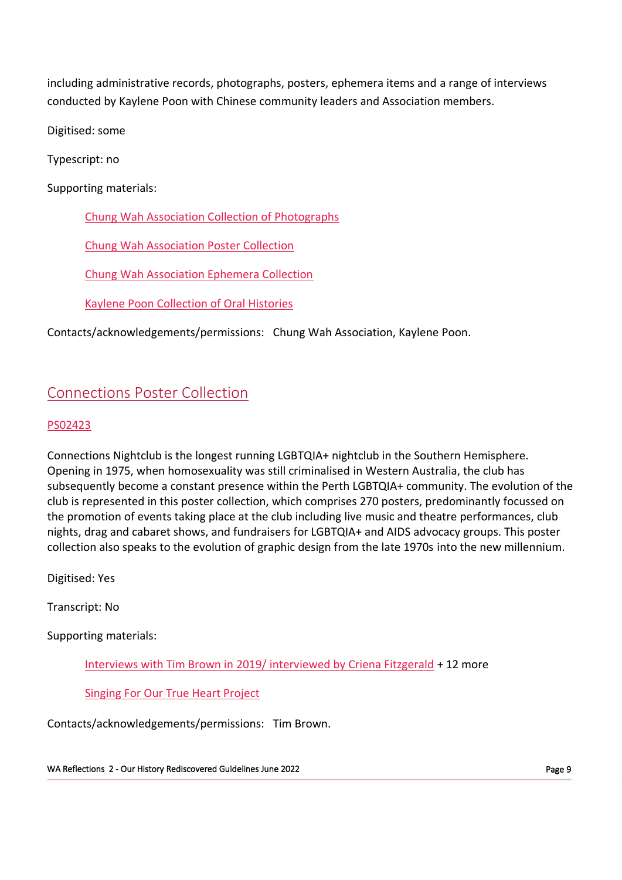including administrative records, photographs, posters, ephemera items and a range of interviews conducted by Kaylene Poon with Chinese community leaders and Association members.

Digitised: some

Typescript: no

Supporting materials:

> Chung Wah Association Collection of Photographs
>
> Chung Wah Association Poster Collection
>
> Chung Wah Association Ephemera Collection
>
> Kaylene Poon Collection of Oral Histories

Contacts/acknowledgements/permissions: Chung Wah Association, Kaylene Poon.

## Connections Poster Collection

PS02423

Connections Nightclub is the longest running LGBTQIA+ nightclub in the Southern Hemisphere. Opening in 1975, when homosexuality was still criminalised in Western Australia, the club has subsequently become a constant presence within the Perth LGBTQIA+ community. The evolution of the club is represented in this poster collection, which comprises 270 posters, predominantly focussed on the promotion of events taking place at the club including live music and theatre performances, club nights, drag and cabaret shows, and fundraisers for LGBTQIA+ and AIDS advocacy groups. This poster collection also speaks to the evolution of graphic design from the late 1970s into the new millennium.

Digitised: Yes

Transcript: No

Supporting materials:

> Interviews with Tim Brown in 2019/ interviewed by Criena Fitzgerald + 12 more
>
> Singing For Our True Heart Project

Contacts/acknowledgements/permissions: Tim Brown.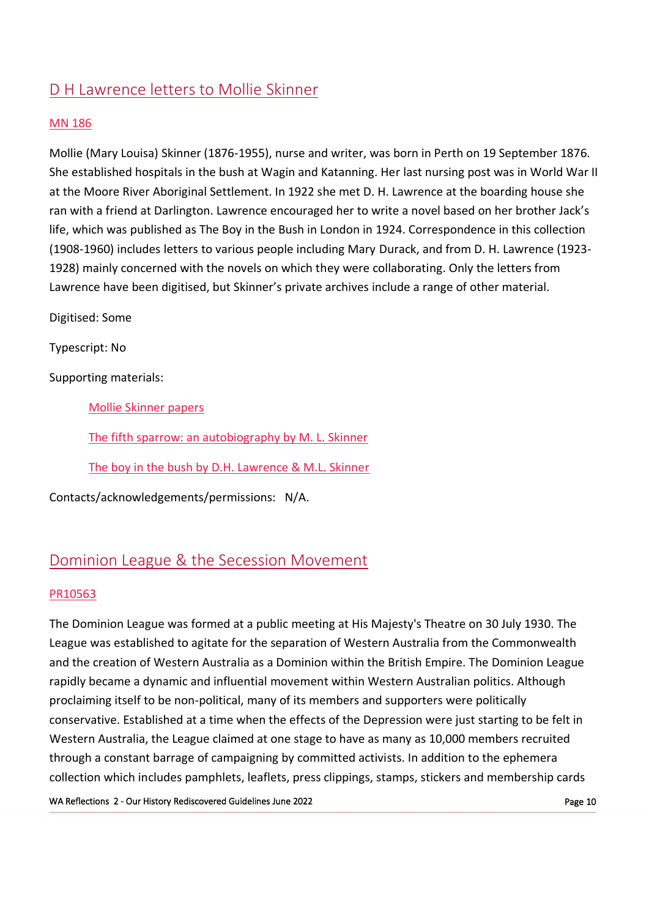## D H Lawrence letters to Mollie Skinner

MN 186

Mollie (Mary Louisa) Skinner (1876-1955), nurse and writer, was born in Perth on 19 September 1876. She established hospitals in the bush at Wagin and Katanning. Her last nursing post was in World War II at the Moore River Aboriginal Settlement. In 1922 she met D. H. Lawrence at the boarding house she ran with a friend at Darlington. Lawrence encouraged her to write a novel based on her brother Jack's life, which was published as The Boy in the Bush in London in 1924. Correspondence in this collection (1908-1960) includes letters to various people including Mary Durack, and from D. H. Lawrence (1923-1928) mainly concerned with the novels on which they were collaborating. Only the letters from Lawrence have been digitised, but Skinner's private archives include a range of other material.

Digitised: Some

Typescript: No

Supporting materials:

- Mollie Skinner papers
- The fifth sparrow: an autobiography by M. L. Skinner
- The boy in the bush by D.H. Lawrence & M.L. Skinner

Contacts/acknowledgements/permissions: N/A.

## Dominion League & the Secession Movement

PR10563

The Dominion League was formed at a public meeting at His Majesty's Theatre on 30 July 1930. The League was established to agitate for the separation of Western Australia from the Commonwealth and the creation of Western Australia as a Dominion within the British Empire. The Dominion League rapidly became a dynamic and influential movement within Western Australian politics. Although proclaiming itself to be non-political, many of its members and supporters were politically conservative. Established at a time when the effects of the Depression were just starting to be felt in Western Australia, the League claimed at one stage to have as many as 10,000 members recruited through a constant barrage of campaigning by committed activists. In addition to the ephemera collection which includes pamphlets, leaflets, press clippings, stamps, stickers and membership cards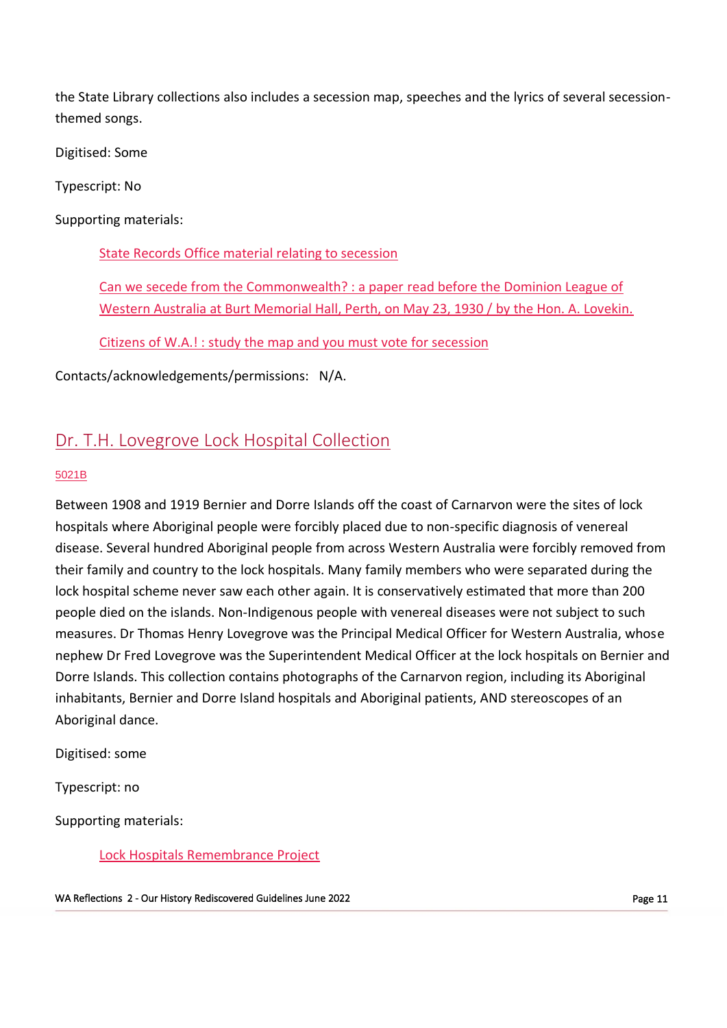the State Library collections also includes a secession map, speeches and the lyrics of several secession-themed songs.

Digitised: Some

Typescript: No

Supporting materials:

> State Records Office material relating to secession
>
> Can we secede from the Commonwealth? : a paper read before the Dominion League of Western Australia at Burt Memorial Hall, Perth, on May 23, 1930 / by the Hon. A. Lovekin.
>
> Citizens of W.A.! : study the map and you must vote for secession

Contacts/acknowledgements/permissions: N/A.

## Dr. T.H. Lovegrove Lock Hospital Collection

5021B

Between 1908 and 1919 Bernier and Dorre Islands off the coast of Carnarvon were the sites of lock hospitals where Aboriginal people were forcibly placed due to non-specific diagnosis of venereal disease. Several hundred Aboriginal people from across Western Australia were forcibly removed from their family and country to the lock hospitals. Many family members who were separated during the lock hospital scheme never saw each other again. It is conservatively estimated that more than 200 people died on the islands. Non-Indigenous people with venereal diseases were not subject to such measures. Dr Thomas Henry Lovegrove was the Principal Medical Officer for Western Australia, whose nephew Dr Fred Lovegrove was the Superintendent Medical Officer at the lock hospitals on Bernier and Dorre Islands. This collection contains photographs of the Carnarvon region, including its Aboriginal inhabitants, Bernier and Dorre Island hospitals and Aboriginal patients, AND stereoscopes of an Aboriginal dance.

Digitised: some

Typescript: no

Supporting materials:

> Lock Hospitals Remembrance Project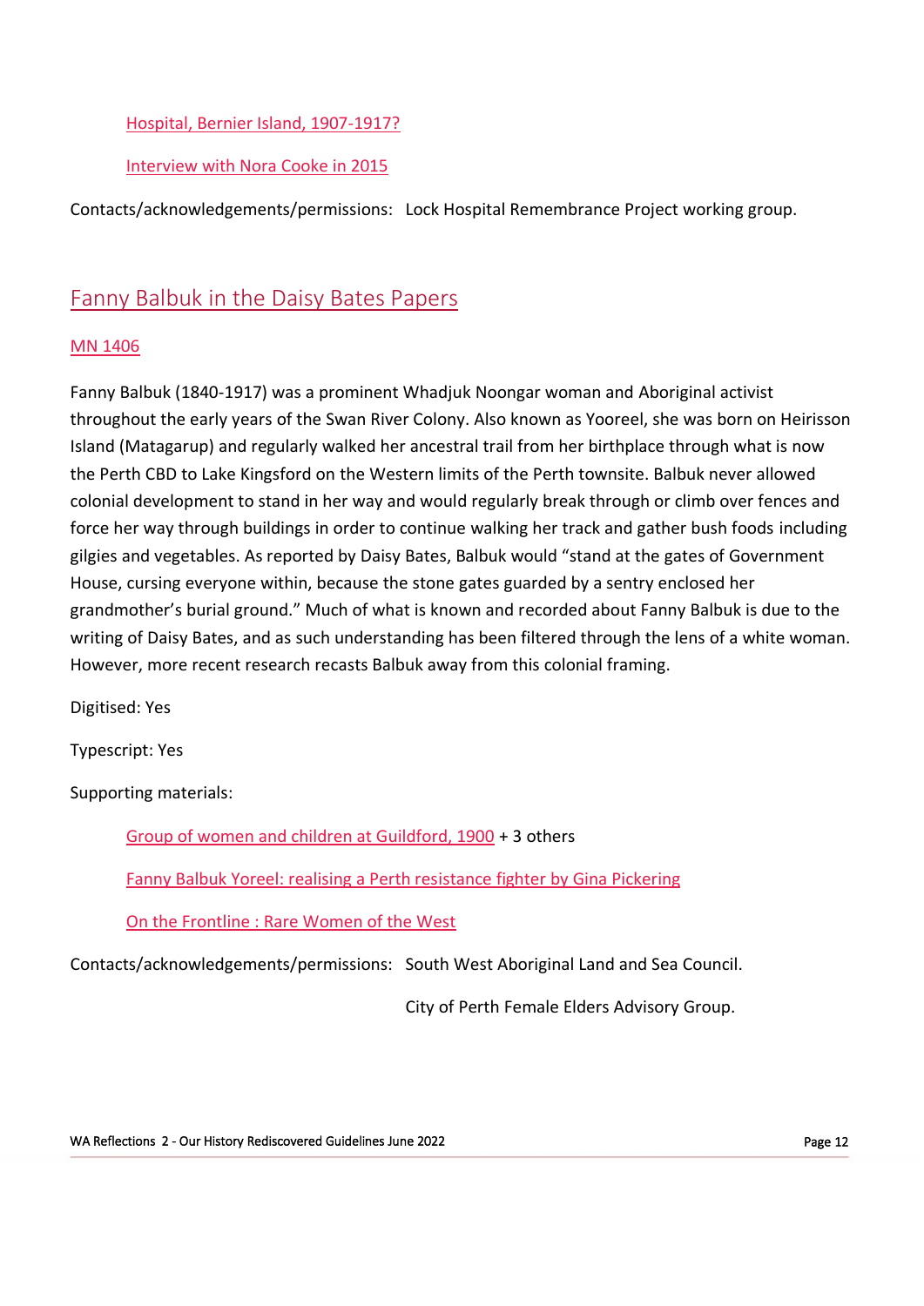Hospital, Bernier Island, 1907-1917?

Interview with Nora Cooke in 2015

Contacts/acknowledgements/permissions: Lock Hospital Remembrance Project working group.

## Fanny Balbuk in the Daisy Bates Papers

MN 1406

Fanny Balbuk (1840-1917) was a prominent Whadjuk Noongar woman and Aboriginal activist throughout the early years of the Swan River Colony. Also known as Yooreel, she was born on Heirisson Island (Matagarup) and regularly walked her ancestral trail from her birthplace through what is now the Perth CBD to Lake Kingsford on the Western limits of the Perth townsite. Balbuk never allowed colonial development to stand in her way and would regularly break through or climb over fences and force her way through buildings in order to continue walking her track and gather bush foods including gilgies and vegetables. As reported by Daisy Bates, Balbuk would "stand at the gates of Government House, cursing everyone within, because the stone gates guarded by a sentry enclosed her grandmother's burial ground." Much of what is known and recorded about Fanny Balbuk is due to the writing of Daisy Bates, and as such understanding has been filtered through the lens of a white woman. However, more recent research recasts Balbuk away from this colonial framing.

Digitised: Yes

Typescript: Yes

Supporting materials:

Group of women and children at Guildford, 1900 + 3 others

Fanny Balbuk Yoreel: realising a Perth resistance fighter by Gina Pickering

On the Frontline : Rare Women of the West

Contacts/acknowledgements/permissions: South West Aboriginal Land and Sea Council.

City of Perth Female Elders Advisory Group.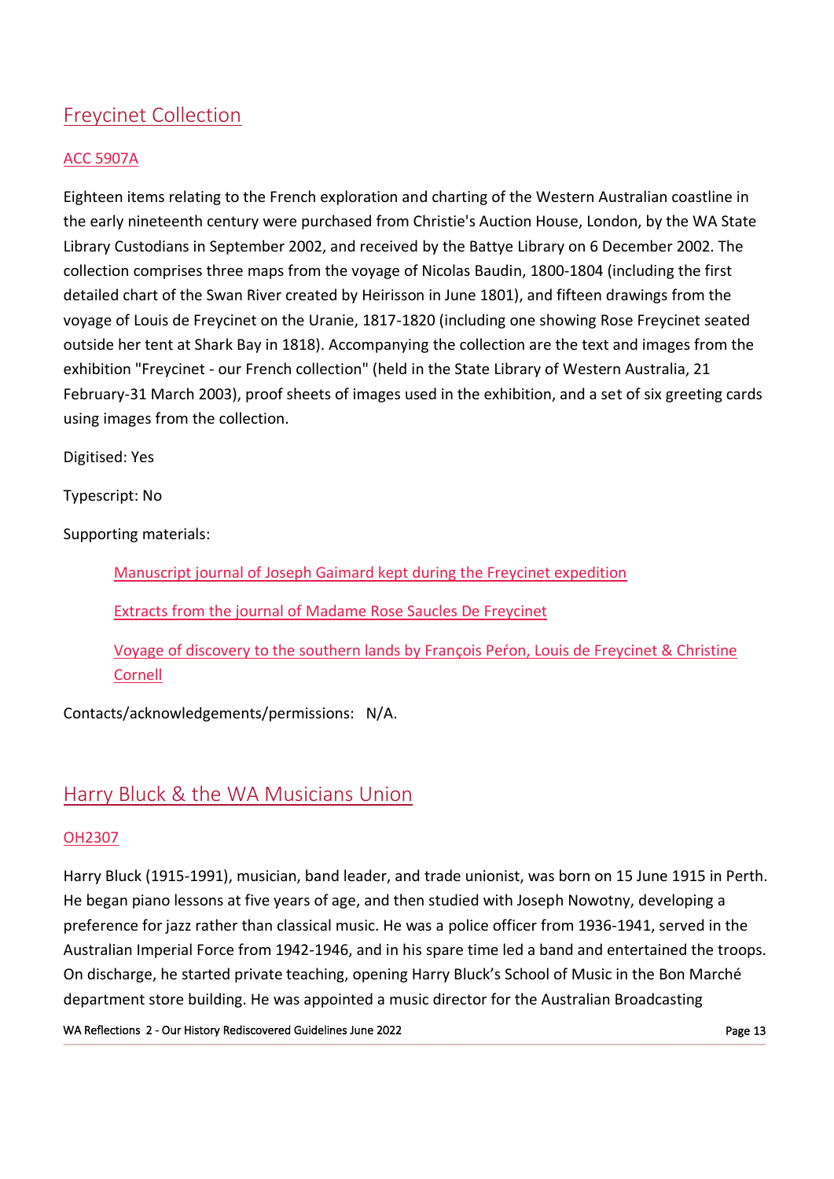## Freycinet Collection

### ACC 5907A

Eighteen items relating to the French exploration and charting of the Western Australian coastline in the early nineteenth century were purchased from Christie's Auction House, London, by the WA State Library Custodians in September 2002, and received by the Battye Library on 6 December 2002. The collection comprises three maps from the voyage of Nicolas Baudin, 1800-1804 (including the first detailed chart of the Swan River created by Heirisson in June 1801), and fifteen drawings from the voyage of Louis de Freycinet on the Uranie, 1817-1820 (including one showing Rose Freycinet seated outside her tent at Shark Bay in 1818). Accompanying the collection are the text and images from the exhibition "Freycinet - our French collection" (held in the State Library of Western Australia, 21 February-31 March 2003), proof sheets of images used in the exhibition, and a set of six greeting cards using images from the collection.

Digitised: Yes

Typescript: No

Supporting materials:

- Manuscript journal of Joseph Gaimard kept during the Freycinet expedition
- Extracts from the journal of Madame Rose Saucles De Freycinet
- Voyage of discovery to the southern lands by François Peŕon, Louis de Freycinet & Christine Cornell

Contacts/acknowledgements/permissions: N/A.

## Harry Bluck & the WA Musicians Union

### OH2307

Harry Bluck (1915-1991), musician, band leader, and trade unionist, was born on 15 June 1915 in Perth. He began piano lessons at five years of age, and then studied with Joseph Nowotny, developing a preference for jazz rather than classical music. He was a police officer from 1936-1941, served in the Australian Imperial Force from 1942-1946, and in his spare time led a band and entertained the troops. On discharge, he started private teaching, opening Harry Bluck's School of Music in the Bon Marché department store building. He was appointed a music director for the Australian Broadcasting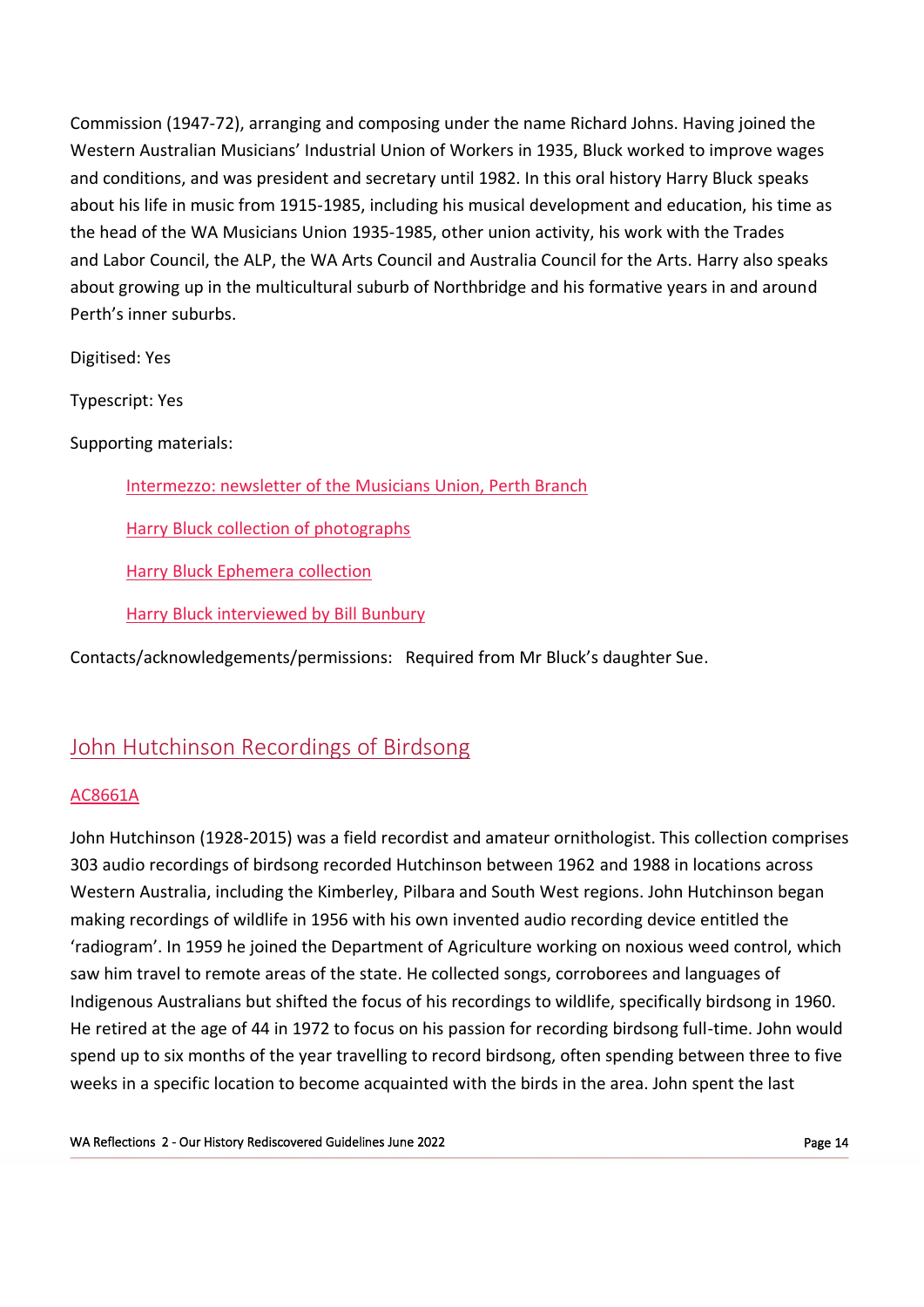Commission (1947-72), arranging and composing under the name Richard Johns. Having joined the Western Australian Musicians' Industrial Union of Workers in 1935, Bluck worked to improve wages and conditions, and was president and secretary until 1982. In this oral history Harry Bluck speaks about his life in music from 1915-1985, including his musical development and education, his time as the head of the WA Musicians Union 1935-1985, other union activity, his work with the Trades and Labor Council, the ALP, the WA Arts Council and Australia Council for the Arts. Harry also speaks about growing up in the multicultural suburb of Northbridge and his formative years in and around Perth's inner suburbs.

Digitised: Yes

Typescript: Yes

Supporting materials:

- Intermezzo: newsletter of the Musicians Union, Perth Branch
- Harry Bluck collection of photographs
- Harry Bluck Ephemera collection
- Harry Bluck interviewed by Bill Bunbury

Contacts/acknowledgements/permissions: Required from Mr Bluck's daughter Sue.

## John Hutchinson Recordings of Birdsong

AC8661A

John Hutchinson (1928-2015) was a field recordist and amateur ornithologist. This collection comprises 303 audio recordings of birdsong recorded Hutchinson between 1962 and 1988 in locations across Western Australia, including the Kimberley, Pilbara and South West regions. John Hutchinson began making recordings of wildlife in 1956 with his own invented audio recording device entitled the 'radiogram'. In 1959 he joined the Department of Agriculture working on noxious weed control, which saw him travel to remote areas of the state. He collected songs, corroborees and languages of Indigenous Australians but shifted the focus of his recordings to wildlife, specifically birdsong in 1960. He retired at the age of 44 in 1972 to focus on his passion for recording birdsong full-time. John would spend up to six months of the year travelling to record birdsong, often spending between three to five weeks in a specific location to become acquainted with the birds in the area. John spent the last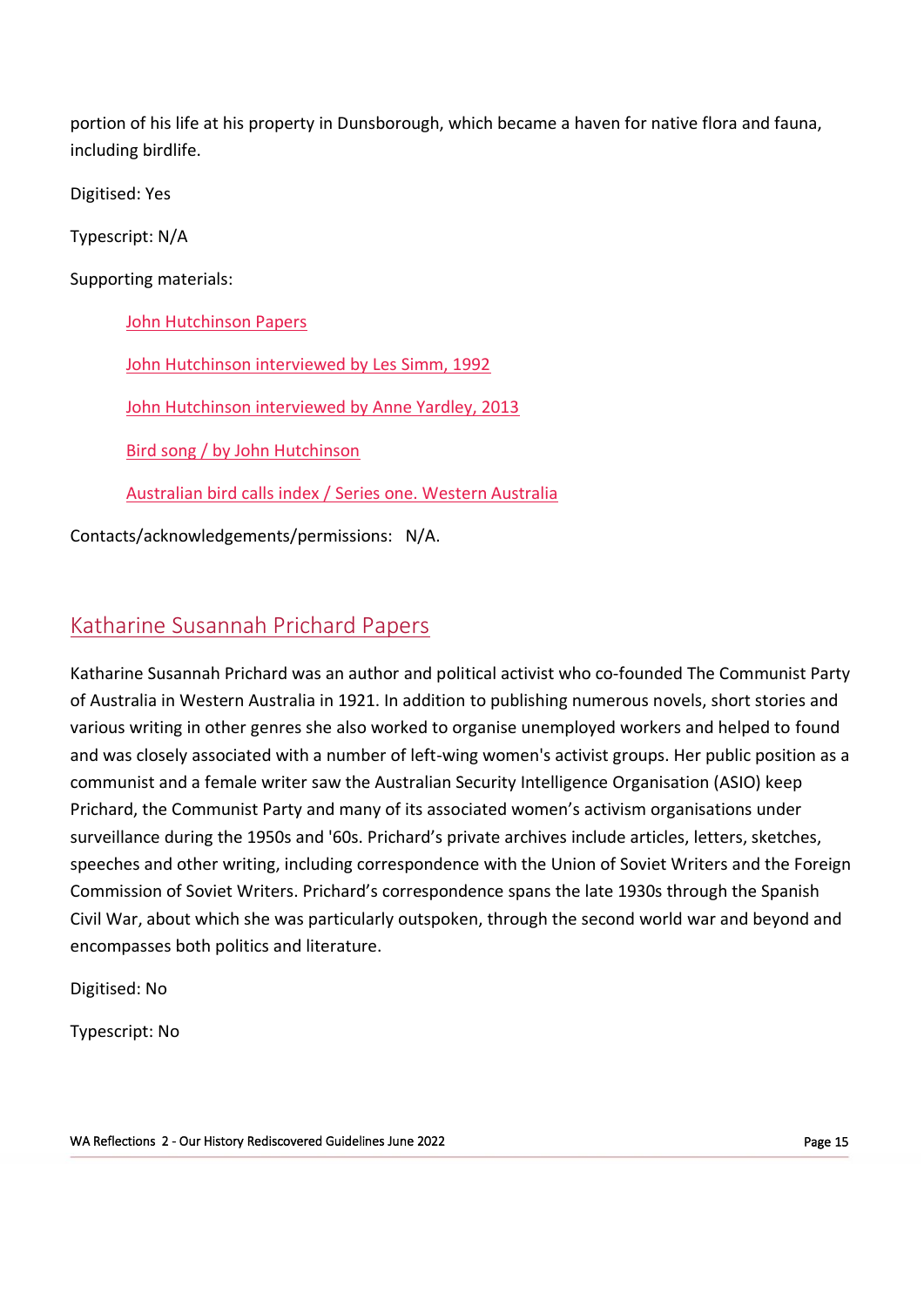portion of his life at his property in Dunsborough, which became a haven for native flora and fauna, including birdlife.

Digitised: Yes

Typescript: N/A

Supporting materials:

- John Hutchinson Papers
- John Hutchinson interviewed by Les Simm, 1992
- John Hutchinson interviewed by Anne Yardley, 2013
- Bird song / by John Hutchinson
- Australian bird calls index / Series one. Western Australia

Contacts/acknowledgements/permissions: N/A.

## Katharine Susannah Prichard Papers

Katharine Susannah Prichard was an author and political activist who co-founded The Communist Party of Australia in Western Australia in 1921. In addition to publishing numerous novels, short stories and various writing in other genres she also worked to organise unemployed workers and helped to found and was closely associated with a number of left-wing women's activist groups. Her public position as a communist and a female writer saw the Australian Security Intelligence Organisation (ASIO) keep Prichard, the Communist Party and many of its associated women's activism organisations under surveillance during the 1950s and '60s. Prichard's private archives include articles, letters, sketches, speeches and other writing, including correspondence with the Union of Soviet Writers and the Foreign Commission of Soviet Writers. Prichard's correspondence spans the late 1930s through the Spanish Civil War, about which she was particularly outspoken, through the second world war and beyond and encompasses both politics and literature.

Digitised: No

Typescript: No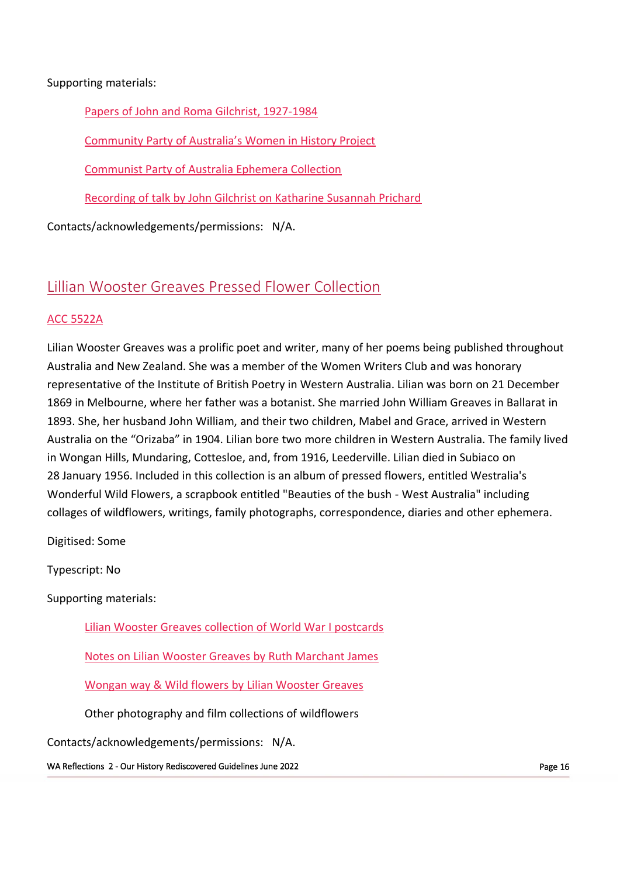Supporting materials:

- [Papers of John and Roma Gilchrist, 1927-1984]
- [Community Party of Australia's Women in History Project]
- [Communist Party of Australia Ephemera Collection]
- [Recording of talk by John Gilchrist on Katharine Susannah Prichard]

Contacts/acknowledgements/permissions: N/A.

## Lillian Wooster Greaves Pressed Flower Collection

ACC 5522A

Lilian Wooster Greaves was a prolific poet and writer, many of her poems being published throughout Australia and New Zealand. She was a member of the Women Writers Club and was honorary representative of the Institute of British Poetry in Western Australia. Lilian was born on 21 December 1869 in Melbourne, where her father was a botanist. She married John William Greaves in Ballarat in 1893. She, her husband John William, and their two children, Mabel and Grace, arrived in Western Australia on the "Orizaba" in 1904. Lilian bore two more children in Western Australia. The family lived in Wongan Hills, Mundaring, Cottesloe, and, from 1916, Leederville. Lilian died in Subiaco on 28 January 1956. Included in this collection is an album of pressed flowers, entitled Westralia's Wonderful Wild Flowers, a scrapbook entitled "Beauties of the bush - West Australia" including collages of wildflowers, writings, family photographs, correspondence, diaries and other ephemera.

Digitised: Some

Typescript: No

Supporting materials:

- Lilian Wooster Greaves collection of World War I postcards
- Notes on Lilian Wooster Greaves by Ruth Marchant James
- Wongan way & Wild flowers by Lilian Wooster Greaves
- Other photography and film collections of wildflowers

Contacts/acknowledgements/permissions: N/A.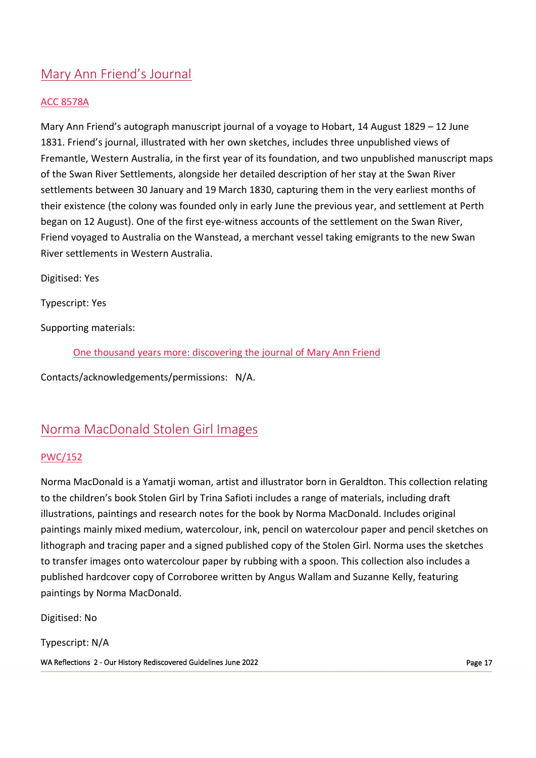## Mary Ann Friend's Journal

### ACC 8578A

Mary Ann Friend's autograph manuscript journal of a voyage to Hobart, 14 August 1829 – 12 June 1831. Friend's journal, illustrated with her own sketches, includes three unpublished views of Fremantle, Western Australia, in the first year of its foundation, and two unpublished manuscript maps of the Swan River Settlements, alongside her detailed description of her stay at the Swan River settlements between 30 January and 19 March 1830, capturing them in the very earliest months of their existence (the colony was founded only in early June the previous year, and settlement at Perth began on 12 August). One of the first eye-witness accounts of the settlement on the Swan River, Friend voyaged to Australia on the Wanstead, a merchant vessel taking emigrants to the new Swan River settlements in Western Australia.

Digitised: Yes

Typescript: Yes

Supporting materials:

> One thousand years more: discovering the journal of Mary Ann Friend

Contacts/acknowledgements/permissions: N/A.

## Norma MacDonald Stolen Girl Images

### PWC/152

Norma MacDonald is a Yamatji woman, artist and illustrator born in Geraldton. This collection relating to the children's book Stolen Girl by Trina Safioti includes a range of materials, including draft illustrations, paintings and research notes for the book by Norma MacDonald. Includes original paintings mainly mixed medium, watercolour, ink, pencil on watercolour paper and pencil sketches on lithograph and tracing paper and a signed published copy of the Stolen Girl. Norma uses the sketches to transfer images onto watercolour paper by rubbing with a spoon. This collection also includes a published hardcover copy of Corroboree written by Angus Wallam and Suzanne Kelly, featuring paintings by Norma MacDonald.

Digitised: No

Typescript: N/A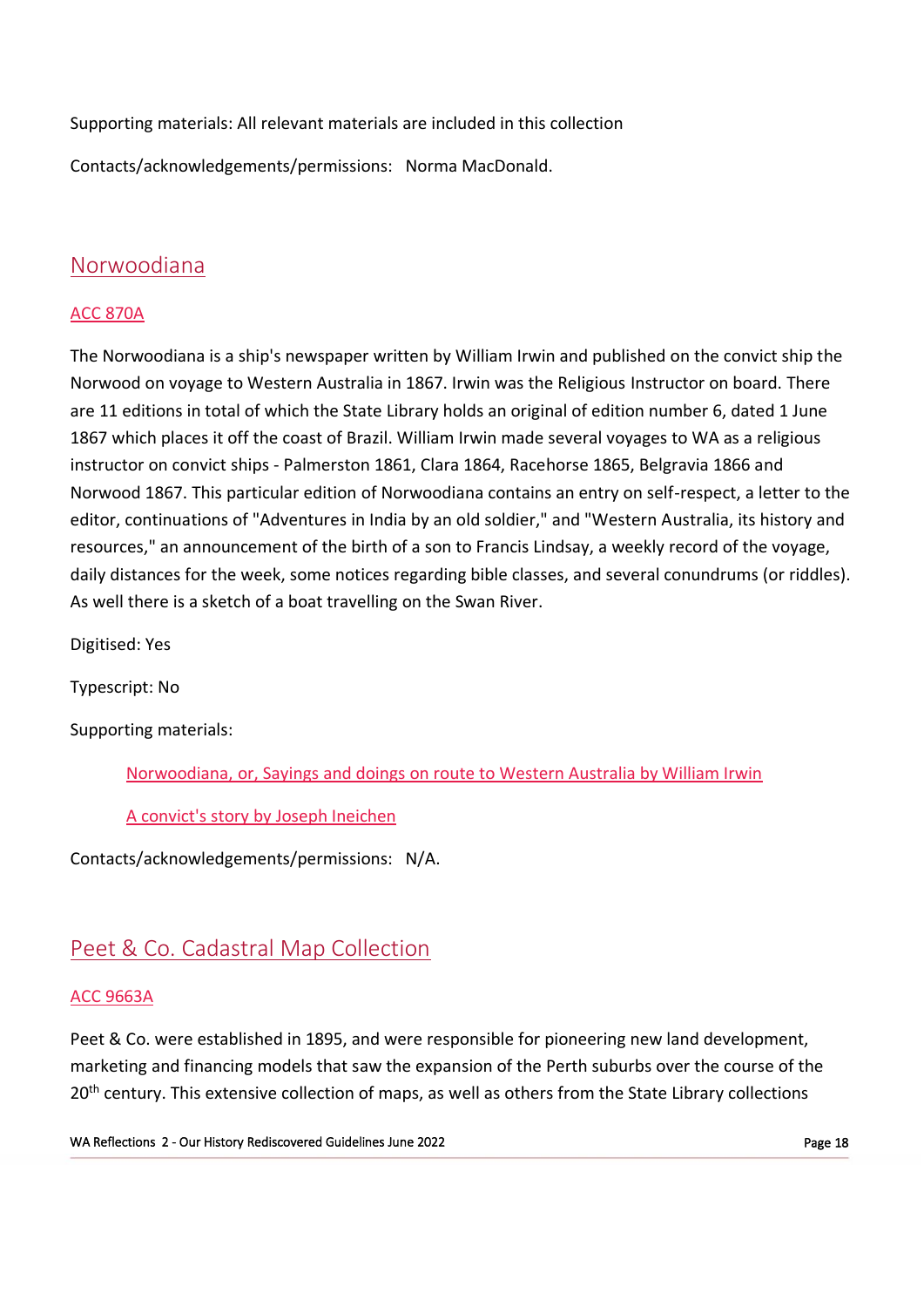Supporting materials: All relevant materials are included in this collection

Contacts/acknowledgements/permissions: Norma MacDonald.

## Norwoodiana

### ACC 870A

The Norwoodiana is a ship's newspaper written by William Irwin and published on the convict ship the Norwood on voyage to Western Australia in 1867. Irwin was the Religious Instructor on board. There are 11 editions in total of which the State Library holds an original of edition number 6, dated 1 June 1867 which places it off the coast of Brazil. William Irwin made several voyages to WA as a religious instructor on convict ships - Palmerston 1861, Clara 1864, Racehorse 1865, Belgravia 1866 and Norwood 1867. This particular edition of Norwoodiana contains an entry on self-respect, a letter to the editor, continuations of "Adventures in India by an old soldier," and "Western Australia, its history and resources," an announcement of the birth of a son to Francis Lindsay, a weekly record of the voyage, daily distances for the week, some notices regarding bible classes, and several conundrums (or riddles). As well there is a sketch of a boat travelling on the Swan River.

Digitised: Yes

Typescript: No

Supporting materials:

- Norwoodiana, or, Sayings and doings on route to Western Australia by William Irwin
- A convict's story by Joseph Ineichen

Contacts/acknowledgements/permissions: N/A.

## Peet & Co. Cadastral Map Collection

### ACC 9663A

Peet & Co. were established in 1895, and were responsible for pioneering new land development, marketing and financing models that saw the expansion of the Perth suburbs over the course of the 20th century. This extensive collection of maps, as well as others from the State Library collections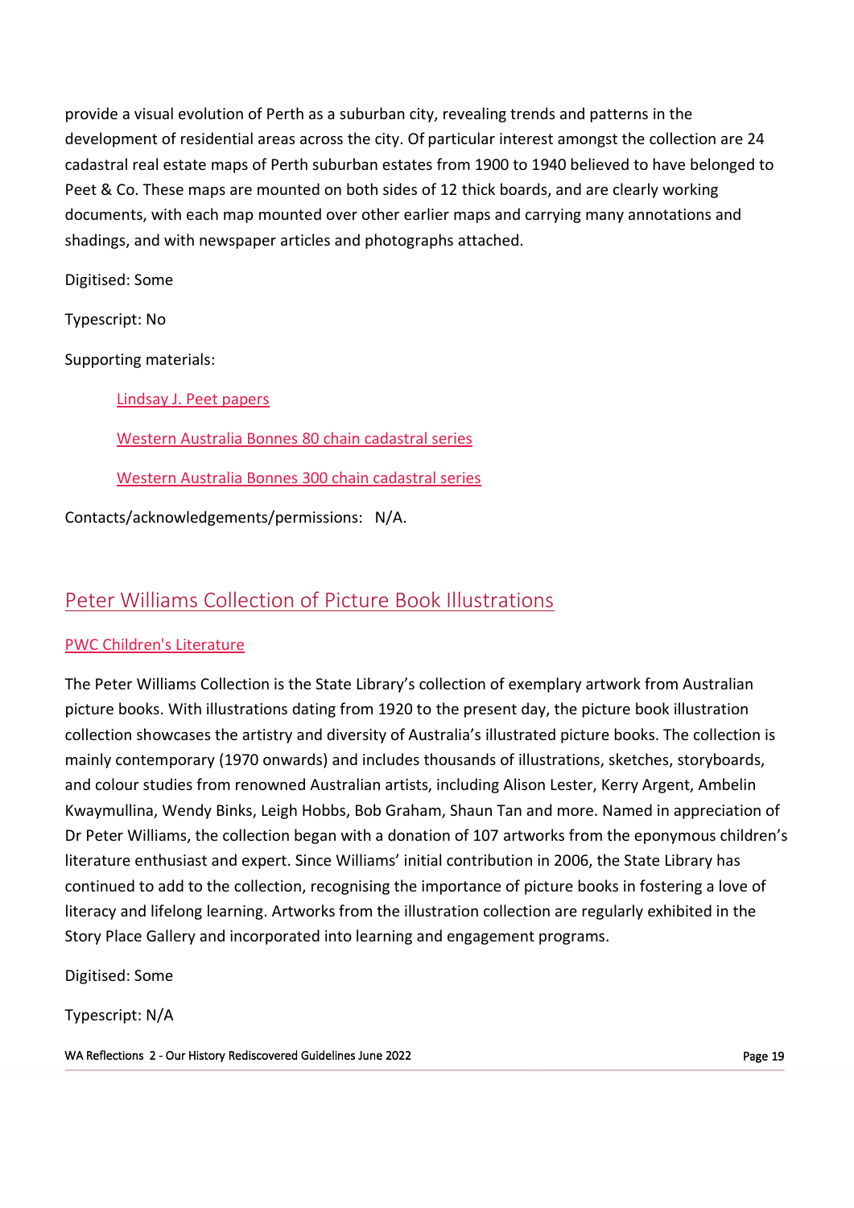provide a visual evolution of Perth as a suburban city, revealing trends and patterns in the development of residential areas across the city. Of particular interest amongst the collection are 24 cadastral real estate maps of Perth suburban estates from 1900 to 1940 believed to have belonged to Peet & Co. These maps are mounted on both sides of 12 thick boards, and are clearly working documents, with each map mounted over other earlier maps and carrying many annotations and shadings, and with newspaper articles and photographs attached.

Digitised: Some

Typescript: No

Supporting materials:

- Lindsay J. Peet papers
- Western Australia Bonnes 80 chain cadastral series
- Western Australia Bonnes 300 chain cadastral series

Contacts/acknowledgements/permissions: N/A.

## Peter Williams Collection of Picture Book Illustrations

PWC Children's Literature

The Peter Williams Collection is the State Library's collection of exemplary artwork from Australian picture books. With illustrations dating from 1920 to the present day, the picture book illustration collection showcases the artistry and diversity of Australia's illustrated picture books. The collection is mainly contemporary (1970 onwards) and includes thousands of illustrations, sketches, storyboards, and colour studies from renowned Australian artists, including Alison Lester, Kerry Argent, Ambelin Kwaymullina, Wendy Binks, Leigh Hobbs, Bob Graham, Shaun Tan and more. Named in appreciation of Dr Peter Williams, the collection began with a donation of 107 artworks from the eponymous children's literature enthusiast and expert. Since Williams' initial contribution in 2006, the State Library has continued to add to the collection, recognising the importance of picture books in fostering a love of literacy and lifelong learning. Artworks from the illustration collection are regularly exhibited in the Story Place Gallery and incorporated into learning and engagement programs.

Digitised: Some

Typescript: N/A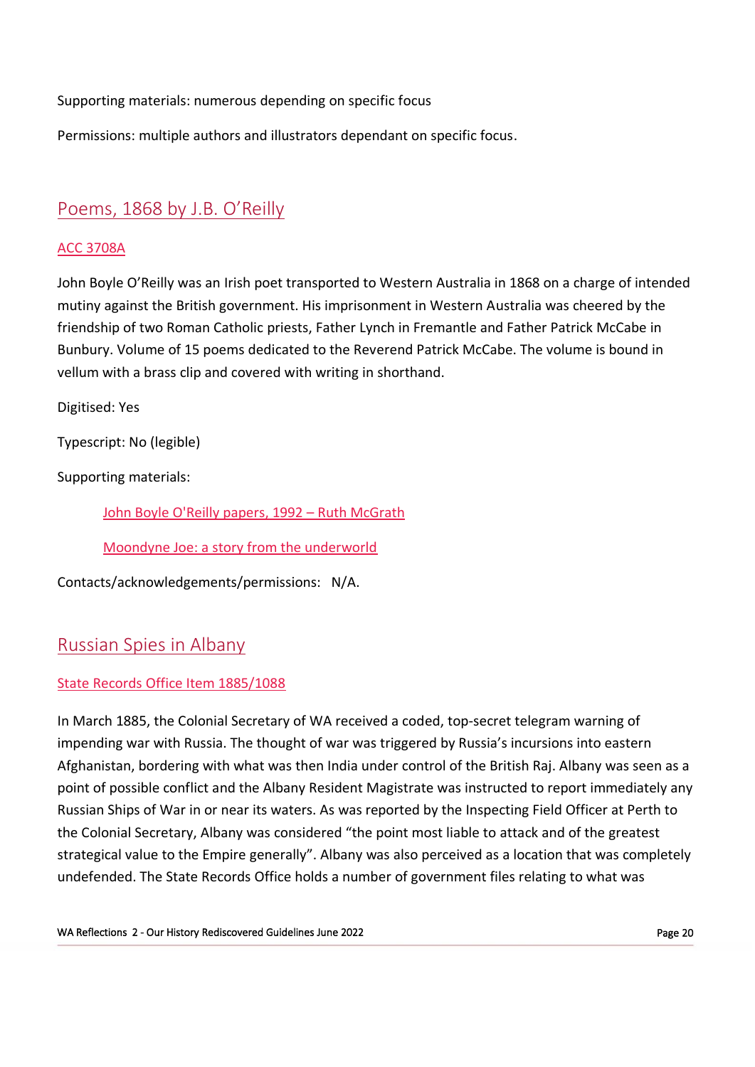Supporting materials: numerous depending on specific focus

Permissions: multiple authors and illustrators dependant on specific focus.

## Poems, 1868 by J.B. O'Reilly

ACC 3708A

John Boyle O'Reilly was an Irish poet transported to Western Australia in 1868 on a charge of intended mutiny against the British government. His imprisonment in Western Australia was cheered by the friendship of two Roman Catholic priests, Father Lynch in Fremantle and Father Patrick McCabe in Bunbury. Volume of 15 poems dedicated to the Reverend Patrick McCabe. The volume is bound in vellum with a brass clip and covered with writing in shorthand.

Digitised: Yes

Typescript: No (legible)

Supporting materials:

- John Boyle O'Reilly papers, 1992 – Ruth McGrath
- Moondyne Joe: a story from the underworld

Contacts/acknowledgements/permissions: N/A.

## Russian Spies in Albany

State Records Office Item 1885/1088

In March 1885, the Colonial Secretary of WA received a coded, top-secret telegram warning of impending war with Russia. The thought of war was triggered by Russia's incursions into eastern Afghanistan, bordering with what was then India under control of the British Raj. Albany was seen as a point of possible conflict and the Albany Resident Magistrate was instructed to report immediately any Russian Ships of War in or near its waters. As was reported by the Inspecting Field Officer at Perth to the Colonial Secretary, Albany was considered "the point most liable to attack and of the greatest strategical value to the Empire generally". Albany was also perceived as a location that was completely undefended. The State Records Office holds a number of government files relating to what was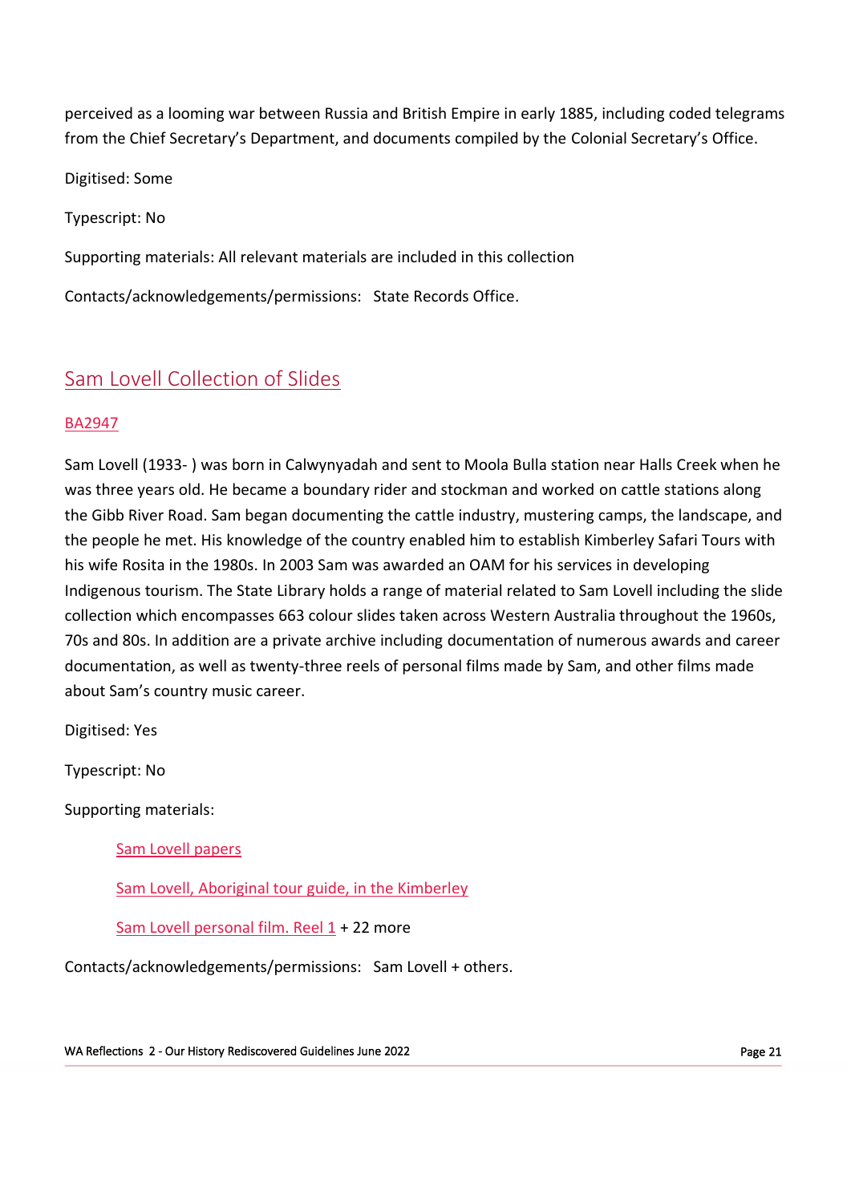perceived as a looming war between Russia and British Empire in early 1885, including coded telegrams from the Chief Secretary's Department, and documents compiled by the Colonial Secretary's Office.

Digitised: Some

Typescript: No

Supporting materials: All relevant materials are included in this collection

Contacts/acknowledgements/permissions: State Records Office.

## Sam Lovell Collection of Slides

BA2947

Sam Lovell (1933- ) was born in Calwynyadah and sent to Moola Bulla station near Halls Creek when he was three years old. He became a boundary rider and stockman and worked on cattle stations along the Gibb River Road. Sam began documenting the cattle industry, mustering camps, the landscape, and the people he met. His knowledge of the country enabled him to establish Kimberley Safari Tours with his wife Rosita in the 1980s. In 2003 Sam was awarded an OAM for his services in developing Indigenous tourism. The State Library holds a range of material related to Sam Lovell including the slide collection which encompasses 663 colour slides taken across Western Australia throughout the 1960s, 70s and 80s. In addition are a private archive including documentation of numerous awards and career documentation, as well as twenty-three reels of personal films made by Sam, and other films made about Sam's country music career.

Digitised: Yes

Typescript: No

Supporting materials:

- Sam Lovell papers
- Sam Lovell, Aboriginal tour guide, in the Kimberley
- Sam Lovell personal film. Reel 1 + 22 more

Contacts/acknowledgements/permissions: Sam Lovell + others.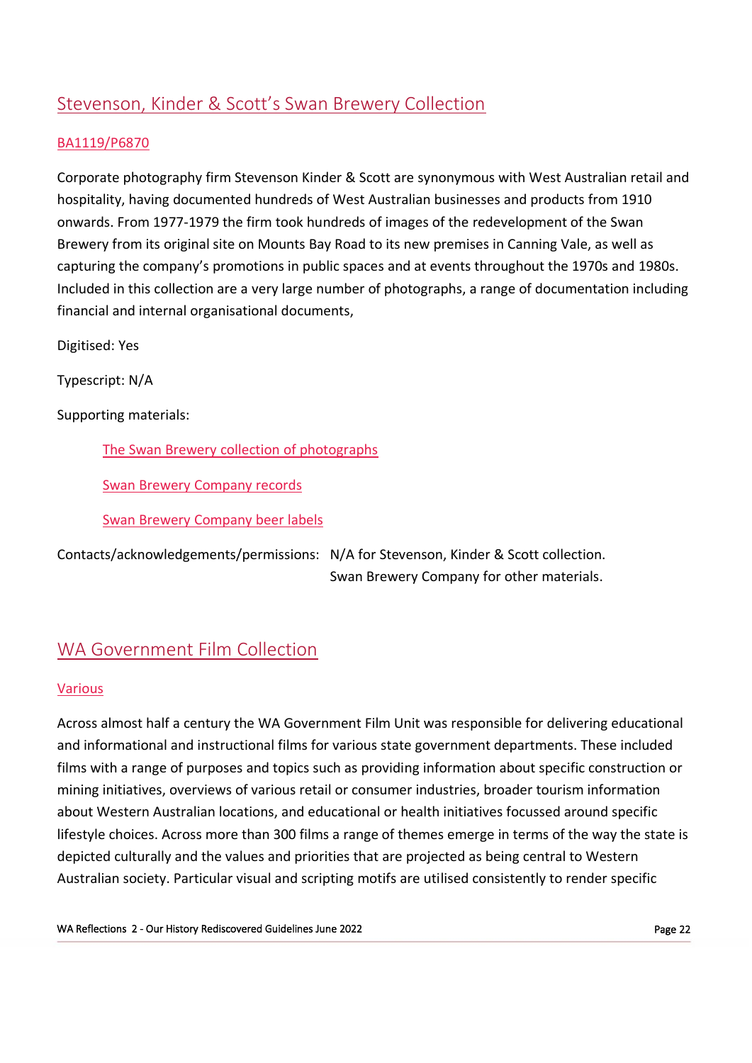## Stevenson, Kinder & Scott's Swan Brewery Collection

BA1119/P6870

Corporate photography firm Stevenson Kinder & Scott are synonymous with West Australian retail and hospitality, having documented hundreds of West Australian businesses and products from 1910 onwards. From 1977-1979 the firm took hundreds of images of the redevelopment of the Swan Brewery from its original site on Mounts Bay Road to its new premises in Canning Vale, as well as capturing the company's promotions in public spaces and at events throughout the 1970s and 1980s. Included in this collection are a very large number of photographs, a range of documentation including financial and internal organisational documents,

Digitised: Yes

Typescript: N/A

Supporting materials:

- The Swan Brewery collection of photographs
- Swan Brewery Company records
- Swan Brewery Company beer labels

Contacts/acknowledgements/permissions: N/A for Stevenson, Kinder & Scott collection. Swan Brewery Company for other materials.

## WA Government Film Collection

Various

Across almost half a century the WA Government Film Unit was responsible for delivering educational and informational and instructional films for various state government departments. These included films with a range of purposes and topics such as providing information about specific construction or mining initiatives, overviews of various retail or consumer industries, broader tourism information about Western Australian locations, and educational or health initiatives focussed around specific lifestyle choices. Across more than 300 films a range of themes emerge in terms of the way the state is depicted culturally and the values and priorities that are projected as being central to Western Australian society. Particular visual and scripting motifs are utilised consistently to render specific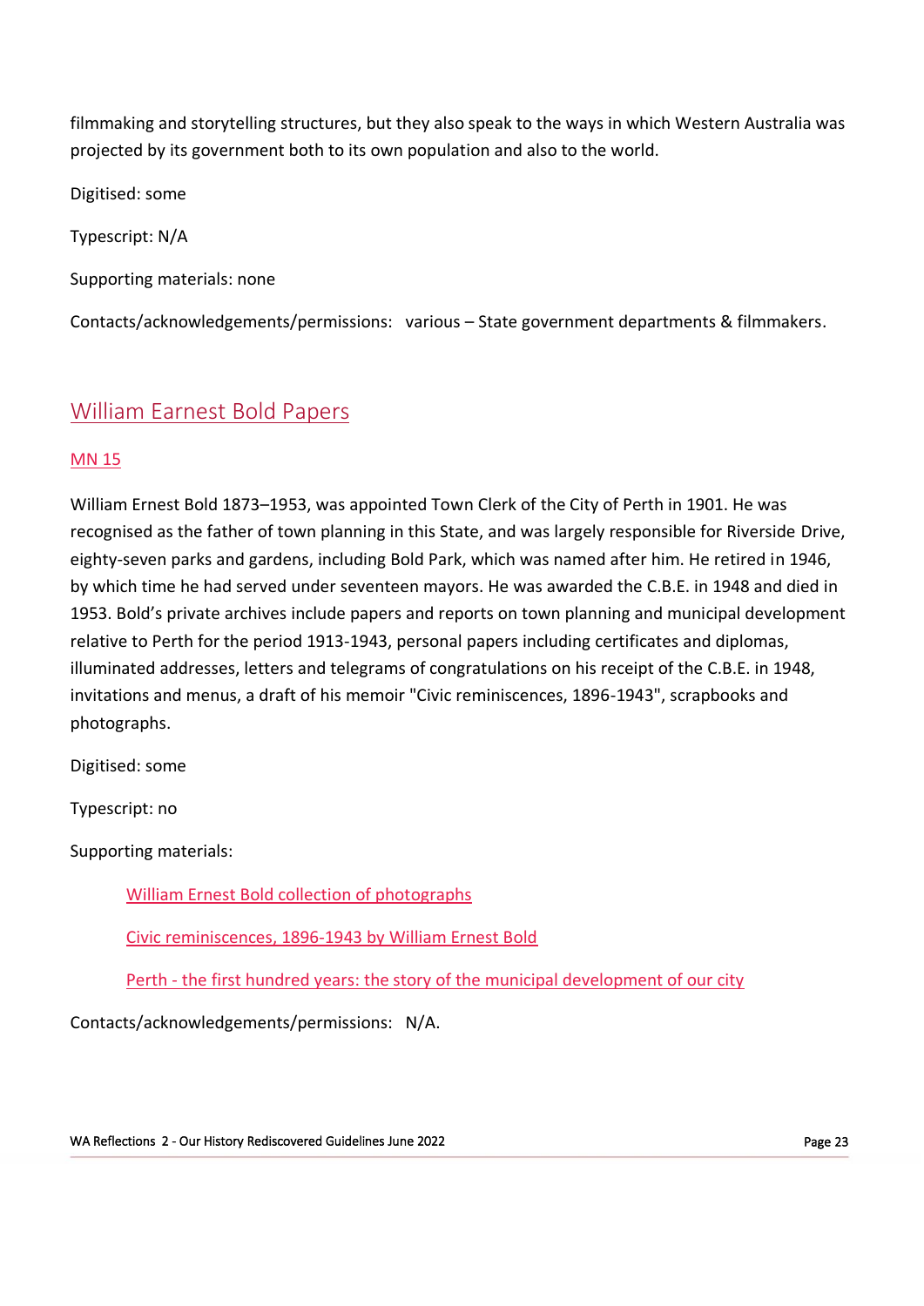filmmaking and storytelling structures, but they also speak to the ways in which Western Australia was projected by its government both to its own population and also to the world.

Digitised: some

Typescript: N/A

Supporting materials: none

Contacts/acknowledgements/permissions: various – State government departments & filmmakers.

## William Earnest Bold Papers

MN 15

William Ernest Bold 1873–1953, was appointed Town Clerk of the City of Perth in 1901. He was recognised as the father of town planning in this State, and was largely responsible for Riverside Drive, eighty-seven parks and gardens, including Bold Park, which was named after him. He retired in 1946, by which time he had served under seventeen mayors. He was awarded the C.B.E. in 1948 and died in 1953. Bold's private archives include papers and reports on town planning and municipal development relative to Perth for the period 1913-1943, personal papers including certificates and diplomas, illuminated addresses, letters and telegrams of congratulations on his receipt of the C.B.E. in 1948, invitations and menus, a draft of his memoir "Civic reminiscences, 1896-1943", scrapbooks and photographs.

Digitised: some

Typescript: no

Supporting materials:

- William Ernest Bold collection of photographs
- Civic reminiscences, 1896-1943 by William Ernest Bold
- Perth - the first hundred years: the story of the municipal development of our city

Contacts/acknowledgements/permissions: N/A.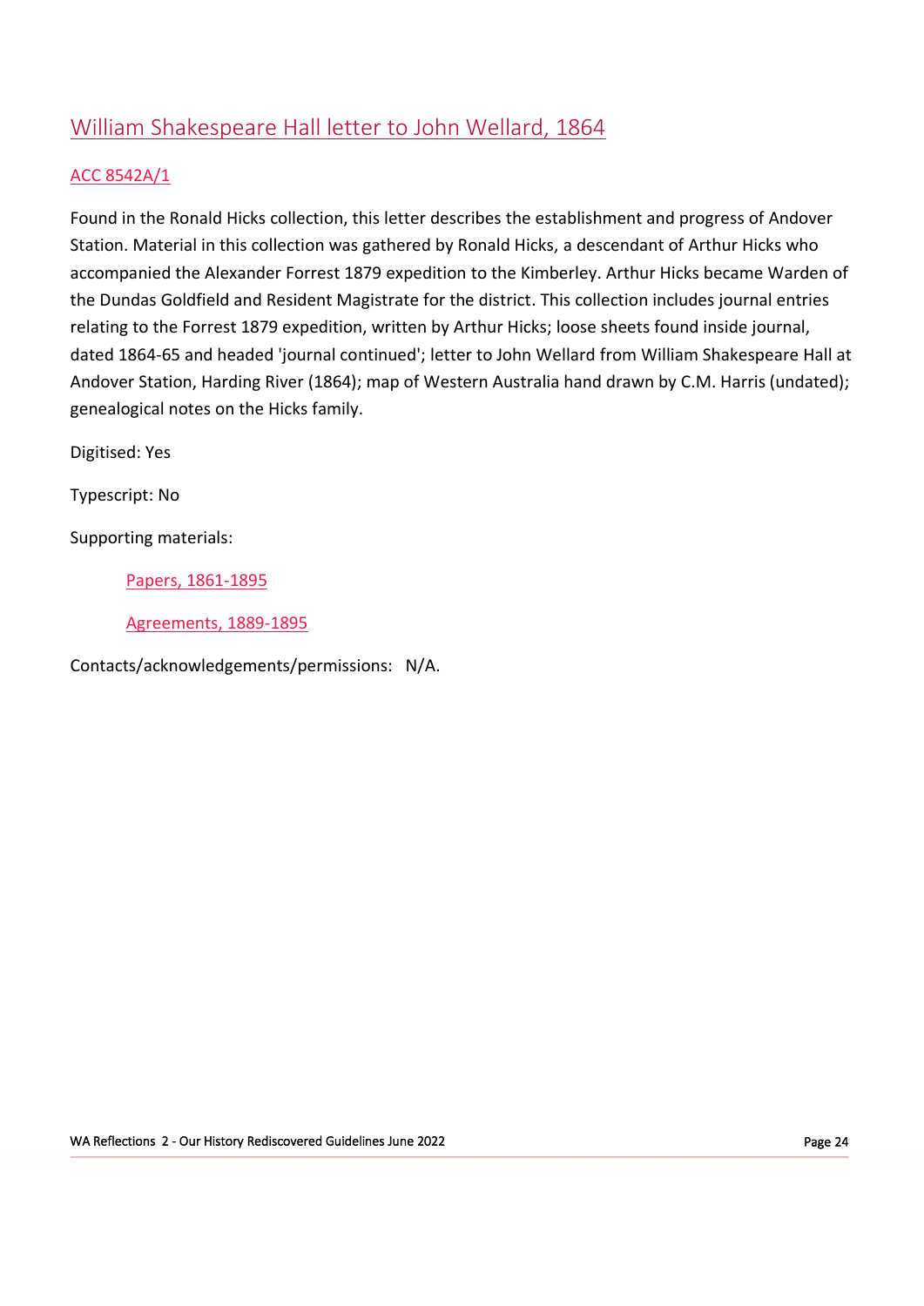## William Shakespeare Hall letter to John Wellard, 1864

ACC 8542A/1

Found in the Ronald Hicks collection, this letter describes the establishment and progress of Andover Station. Material in this collection was gathered by Ronald Hicks, a descendant of Arthur Hicks who accompanied the Alexander Forrest 1879 expedition to the Kimberley. Arthur Hicks became Warden of the Dundas Goldfield and Resident Magistrate for the district. This collection includes journal entries relating to the Forrest 1879 expedition, written by Arthur Hicks; loose sheets found inside journal, dated 1864-65 and headed 'journal continued'; letter to John Wellard from William Shakespeare Hall at Andover Station, Harding River (1864); map of Western Australia hand drawn by C.M. Harris (undated); genealogical notes on the Hicks family.

Digitised: Yes

Typescript: No

Supporting materials:

- Papers, 1861-1895
- Agreements, 1889-1895

Contacts/acknowledgements/permissions: N/A.